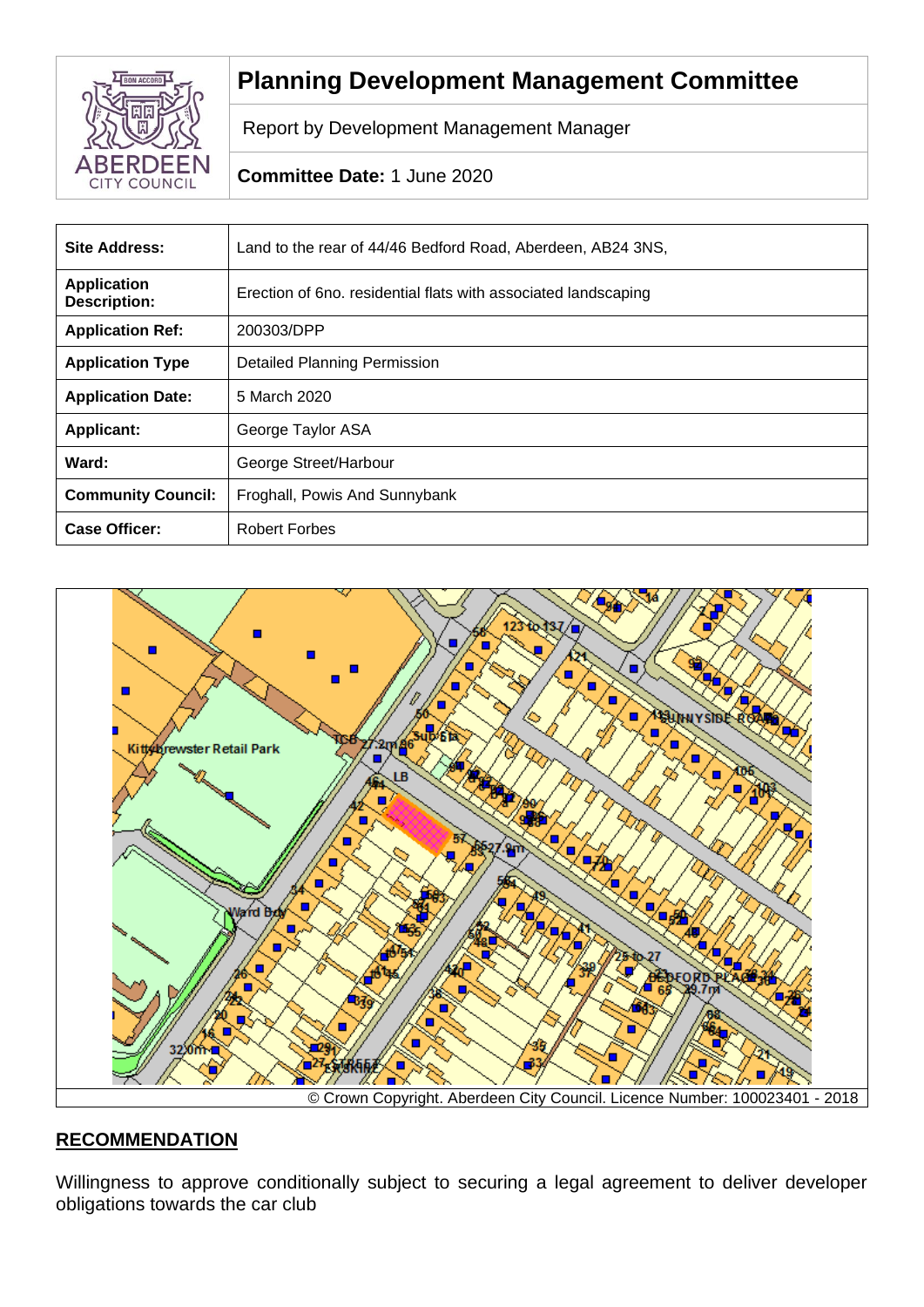# Planning Development Management Committee

Report by Development Management Manager

**Committee Date:** 1 June 2020

| **Site Address:** | Land to the rear of 44/46 Bedford Road, Aberdeen, AB24 3NS, |
|---|---|
| **Application Description:** | Erection of 6no. residential flats with associated landscaping |
| **Application Ref:** | 200303/DPP |
| **Application Type** | Detailed Planning Permission |
| **Application Date:** | 5 March 2020 |
| **Applicant:** | George Taylor ASA |
| **Ward:** | George Street/Harbour |
| **Community Council:** | Froghall, Powis And Sunnybank |
| **Case Officer:** | Robert Forbes |

© Crown Copyright. Aberdeen City Council. Licence Number: 100023401 - 2018

## RECOMMENDATION

Willingness to approve conditionally subject to securing a legal agreement to deliver developer obligations towards the car club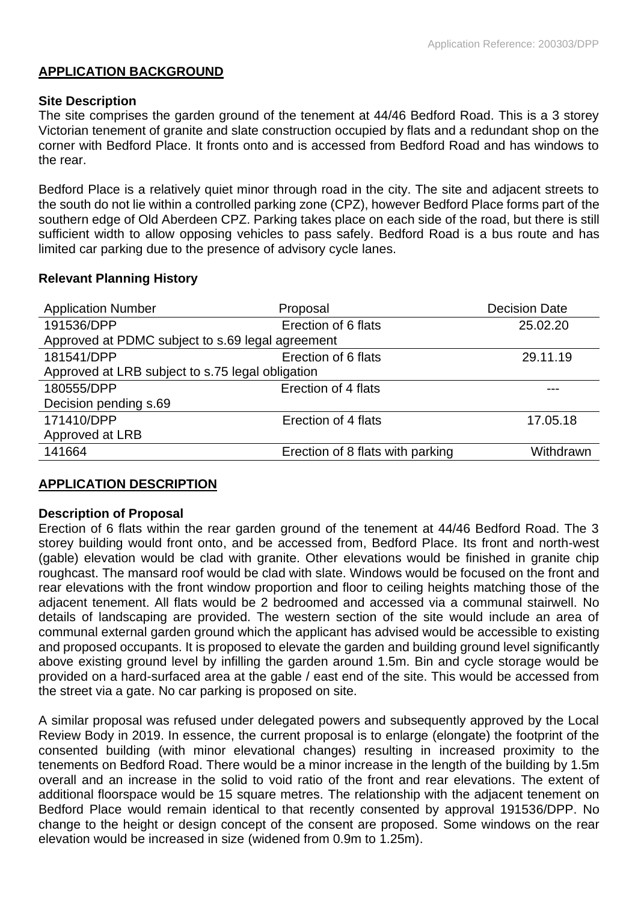## APPLICATION BACKGROUND

### Site Description

The site comprises the garden ground of the tenement at 44/46 Bedford Road. This is a 3 storey Victorian tenement of granite and slate construction occupied by flats and a redundant shop on the corner with Bedford Place. It fronts onto and is accessed from Bedford Road and has windows to the rear.

Bedford Place is a relatively quiet minor through road in the city. The site and adjacent streets to the south do not lie within a controlled parking zone (CPZ), however Bedford Place forms part of the southern edge of Old Aberdeen CPZ. Parking takes place on each side of the road, but there is still sufficient width to allow opposing vehicles to pass safely. Bedford Road is a bus route and has limited car parking due to the presence of advisory cycle lanes.

### Relevant Planning History

| Application Number | Proposal | Decision Date |
|---|---|---|
| 191536/DPP | Erection of 6 flats | 25.02.20 |
| Approved at PDMC subject to s.69 legal agreement | | |
| 181541/DPP | Erection of 6 flats | 29.11.19 |
| Approved at LRB subject to s.75 legal obligation | | |
| 180555/DPP | Erection of 4 flats | --- |
| Decision pending s.69 | | |
| 171410/DPP | Erection of 4 flats | 17.05.18 |
| Approved at LRB | | |
| 141664 | Erection of 8 flats with parking | Withdrawn |

## APPLICATION DESCRIPTION

### Description of Proposal

Erection of 6 flats within the rear garden ground of the tenement at 44/46 Bedford Road. The 3 storey building would front onto, and be accessed from, Bedford Place. Its front and north-west (gable) elevation would be clad with granite. Other elevations would be finished in granite chip roughcast. The mansard roof would be clad with slate. Windows would be focused on the front and rear elevations with the front window proportion and floor to ceiling heights matching those of the adjacent tenement. All flats would be 2 bedroomed and accessed via a communal stairwell. No details of landscaping are provided. The western section of the site would include an area of communal external garden ground which the applicant has advised would be accessible to existing and proposed occupants. It is proposed to elevate the garden and building ground level significantly above existing ground level by infilling the garden around 1.5m. Bin and cycle storage would be provided on a hard-surfaced area at the gable / east end of the site. This would be accessed from the street via a gate. No car parking is proposed on site.

A similar proposal was refused under delegated powers and subsequently approved by the Local Review Body in 2019. In essence, the current proposal is to enlarge (elongate) the footprint of the consented building (with minor elevational changes) resulting in increased proximity to the tenements on Bedford Road. There would be a minor increase in the length of the building by 1.5m overall and an increase in the solid to void ratio of the front and rear elevations. The extent of additional floorspace would be 15 square metres. The relationship with the adjacent tenement on Bedford Place would remain identical to that recently consented by approval 191536/DPP. No change to the height or design concept of the consent are proposed. Some windows on the rear elevation would be increased in size (widened from 0.9m to 1.25m).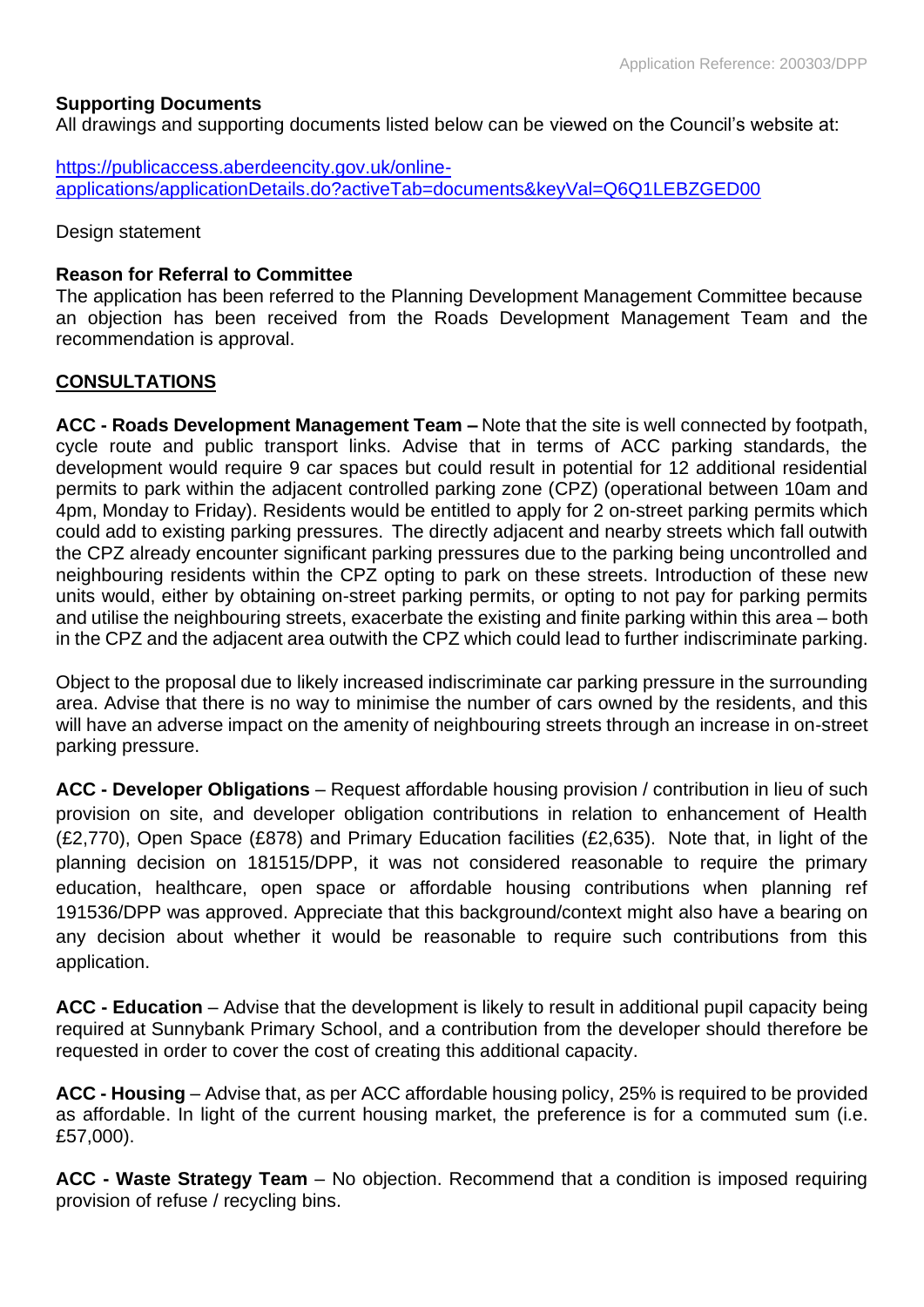**Supporting Documents**
All drawings and supporting documents listed below can be viewed on the Council's website at:

https://publicaccess.aberdeencity.gov.uk/online-applications/applicationDetails.do?activeTab=documents&keyVal=Q6Q1LEBZGED00

Design statement

**Reason for Referral to Committee**
The application has been referred to the Planning Development Management Committee because an objection has been received from the Roads Development Management Team and the recommendation is approval.

## CONSULTATIONS

**ACC - Roads Development Management Team –** Note that the site is well connected by footpath, cycle route and public transport links. Advise that in terms of ACC parking standards, the development would require 9 car spaces but could result in potential for 12 additional residential permits to park within the adjacent controlled parking zone (CPZ) (operational between 10am and 4pm, Monday to Friday). Residents would be entitled to apply for 2 on-street parking permits which could add to existing parking pressures. The directly adjacent and nearby streets which fall outwith the CPZ already encounter significant parking pressures due to the parking being uncontrolled and neighbouring residents within the CPZ opting to park on these streets. Introduction of these new units would, either by obtaining on-street parking permits, or opting to not pay for parking permits and utilise the neighbouring streets, exacerbate the existing and finite parking within this area – both in the CPZ and the adjacent area outwith the CPZ which could lead to further indiscriminate parking.

Object to the proposal due to likely increased indiscriminate car parking pressure in the surrounding area. Advise that there is no way to minimise the number of cars owned by the residents, and this will have an adverse impact on the amenity of neighbouring streets through an increase in on-street parking pressure.

**ACC - Developer Obligations** – Request affordable housing provision / contribution in lieu of such provision on site, and developer obligation contributions in relation to enhancement of Health (£2,770), Open Space (£878) and Primary Education facilities (£2,635). Note that, in light of the planning decision on 181515/DPP, it was not considered reasonable to require the primary education, healthcare, open space or affordable housing contributions when planning ref 191536/DPP was approved. Appreciate that this background/context might also have a bearing on any decision about whether it would be reasonable to require such contributions from this application.

**ACC - Education** – Advise that the development is likely to result in additional pupil capacity being required at Sunnybank Primary School, and a contribution from the developer should therefore be requested in order to cover the cost of creating this additional capacity.

**ACC - Housing** – Advise that, as per ACC affordable housing policy, 25% is required to be provided as affordable. In light of the current housing market, the preference is for a commuted sum (i.e. £57,000).

**ACC - Waste Strategy Team** – No objection. Recommend that a condition is imposed requiring provision of refuse / recycling bins.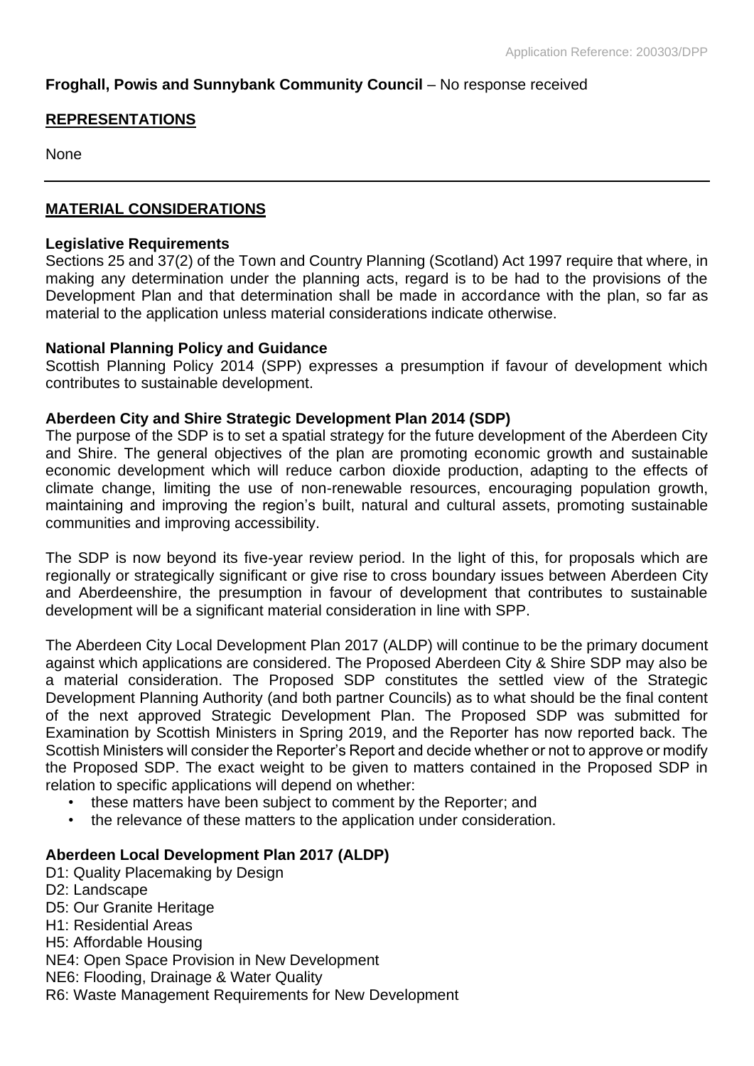**Froghall, Powis and Sunnybank Community Council** – No response received

**REPRESENTATIONS**

None

---

**MATERIAL CONSIDERATIONS**

**Legislative Requirements**

Sections 25 and 37(2) of the Town and Country Planning (Scotland) Act 1997 require that where, in making any determination under the planning acts, regard is to be had to the provisions of the Development Plan and that determination shall be made in accordance with the plan, so far as material to the application unless material considerations indicate otherwise.

**National Planning Policy and Guidance**

Scottish Planning Policy 2014 (SPP) expresses a presumption if favour of development which contributes to sustainable development.

**Aberdeen City and Shire Strategic Development Plan 2014 (SDP)**

The purpose of the SDP is to set a spatial strategy for the future development of the Aberdeen City and Shire. The general objectives of the plan are promoting economic growth and sustainable economic development which will reduce carbon dioxide production, adapting to the effects of climate change, limiting the use of non-renewable resources, encouraging population growth, maintaining and improving the region's built, natural and cultural assets, promoting sustainable communities and improving accessibility.

The SDP is now beyond its five-year review period. In the light of this, for proposals which are regionally or strategically significant or give rise to cross boundary issues between Aberdeen City and Aberdeenshire, the presumption in favour of development that contributes to sustainable development will be a significant material consideration in line with SPP.

The Aberdeen City Local Development Plan 2017 (ALDP) will continue to be the primary document against which applications are considered. The Proposed Aberdeen City & Shire SDP may also be a material consideration. The Proposed SDP constitutes the settled view of the Strategic Development Planning Authority (and both partner Councils) as to what should be the final content of the next approved Strategic Development Plan. The Proposed SDP was submitted for Examination by Scottish Ministers in Spring 2019, and the Reporter has now reported back. The Scottish Ministers will consider the Reporter's Report and decide whether or not to approve or modify the Proposed SDP. The exact weight to be given to matters contained in the Proposed SDP in relation to specific applications will depend on whether:

- these matters have been subject to comment by the Reporter; and
- the relevance of these matters to the application under consideration.

**Aberdeen Local Development Plan 2017 (ALDP)**

D1: Quality Placemaking by Design
D2: Landscape
D5: Our Granite Heritage
H1: Residential Areas
H5: Affordable Housing
NE4: Open Space Provision in New Development
NE6: Flooding, Drainage & Water Quality
R6: Waste Management Requirements for New Development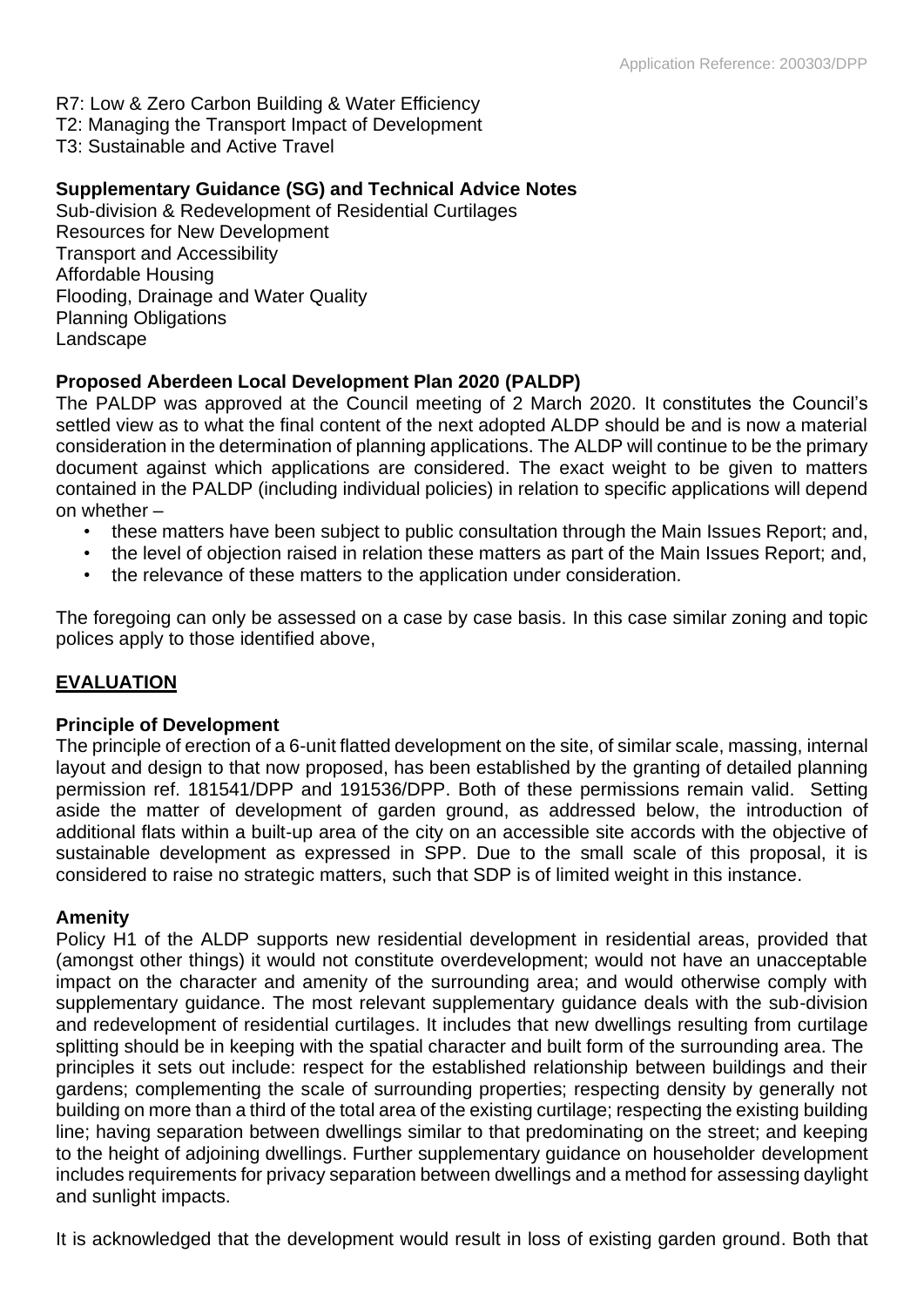R7: Low & Zero Carbon Building & Water Efficiency
T2: Managing the Transport Impact of Development
T3: Sustainable and Active Travel

**Supplementary Guidance (SG) and Technical Advice Notes**

Sub-division & Redevelopment of Residential Curtilages
Resources for New Development
Transport and Accessibility
Affordable Housing
Flooding, Drainage and Water Quality
Planning Obligations
Landscape

**Proposed Aberdeen Local Development Plan 2020 (PALDP)**

The PALDP was approved at the Council meeting of 2 March 2020. It constitutes the Council's settled view as to what the final content of the next adopted ALDP should be and is now a material consideration in the determination of planning applications. The ALDP will continue to be the primary document against which applications are considered. The exact weight to be given to matters contained in the PALDP (including individual policies) in relation to specific applications will depend on whether –

- these matters have been subject to public consultation through the Main Issues Report; and,
- the level of objection raised in relation these matters as part of the Main Issues Report; and,
- the relevance of these matters to the application under consideration.

The foregoing can only be assessed on a case by case basis. In this case similar zoning and topic polices apply to those identified above,

## EVALUATION

**Principle of Development**

The principle of erection of a 6-unit flatted development on the site, of similar scale, massing, internal layout and design to that now proposed, has been established by the granting of detailed planning permission ref. 181541/DPP and 191536/DPP. Both of these permissions remain valid. Setting aside the matter of development of garden ground, as addressed below, the introduction of additional flats within a built-up area of the city on an accessible site accords with the objective of sustainable development as expressed in SPP. Due to the small scale of this proposal, it is considered to raise no strategic matters, such that SDP is of limited weight in this instance.

**Amenity**

Policy H1 of the ALDP supports new residential development in residential areas, provided that (amongst other things) it would not constitute overdevelopment; would not have an unacceptable impact on the character and amenity of the surrounding area; and would otherwise comply with supplementary guidance. The most relevant supplementary guidance deals with the sub-division and redevelopment of residential curtilages. It includes that new dwellings resulting from curtilage splitting should be in keeping with the spatial character and built form of the surrounding area. The principles it sets out include: respect for the established relationship between buildings and their gardens; complementing the scale of surrounding properties; respecting density by generally not building on more than a third of the total area of the existing curtilage; respecting the existing building line; having separation between dwellings similar to that predominating on the street; and keeping to the height of adjoining dwellings. Further supplementary guidance on householder development includes requirements for privacy separation between dwellings and a method for assessing daylight and sunlight impacts.

It is acknowledged that the development would result in loss of existing garden ground. Both that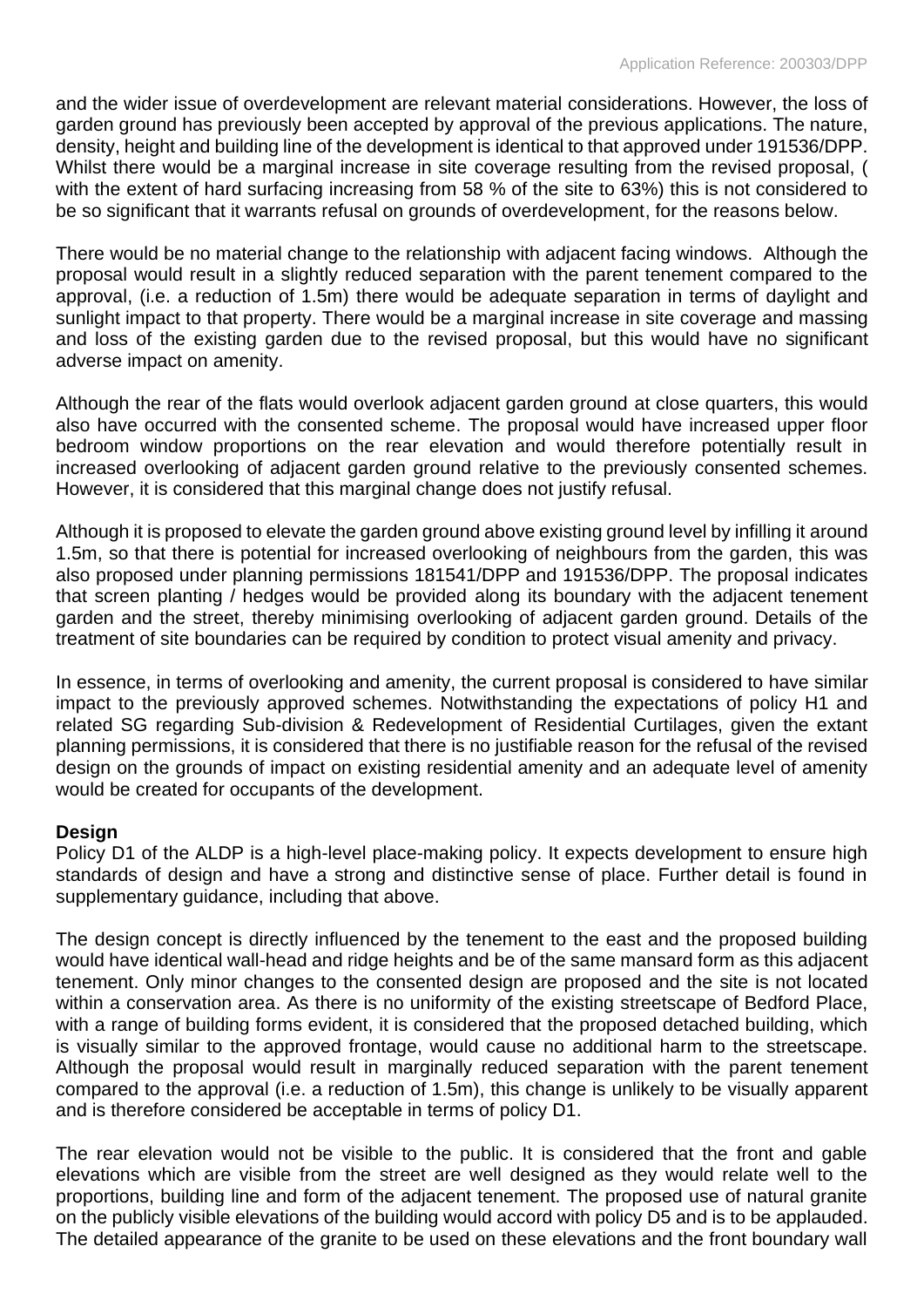and the wider issue of overdevelopment are relevant material considerations. However, the loss of garden ground has previously been accepted by approval of the previous applications. The nature, density, height and building line of the development is identical to that approved under 191536/DPP. Whilst there would be a marginal increase in site coverage resulting from the revised proposal, ( with the extent of hard surfacing increasing from 58 % of the site to 63%) this is not considered to be so significant that it warrants refusal on grounds of overdevelopment, for the reasons below.

There would be no material change to the relationship with adjacent facing windows. Although the proposal would result in a slightly reduced separation with the parent tenement compared to the approval, (i.e. a reduction of 1.5m) there would be adequate separation in terms of daylight and sunlight impact to that property. There would be a marginal increase in site coverage and massing and loss of the existing garden due to the revised proposal, but this would have no significant adverse impact on amenity.

Although the rear of the flats would overlook adjacent garden ground at close quarters, this would also have occurred with the consented scheme. The proposal would have increased upper floor bedroom window proportions on the rear elevation and would therefore potentially result in increased overlooking of adjacent garden ground relative to the previously consented schemes. However, it is considered that this marginal change does not justify refusal.

Although it is proposed to elevate the garden ground above existing ground level by infilling it around 1.5m, so that there is potential for increased overlooking of neighbours from the garden, this was also proposed under planning permissions 181541/DPP and 191536/DPP. The proposal indicates that screen planting / hedges would be provided along its boundary with the adjacent tenement garden and the street, thereby minimising overlooking of adjacent garden ground. Details of the treatment of site boundaries can be required by condition to protect visual amenity and privacy.

In essence, in terms of overlooking and amenity, the current proposal is considered to have similar impact to the previously approved schemes. Notwithstanding the expectations of policy H1 and related SG regarding Sub-division & Redevelopment of Residential Curtilages, given the extant planning permissions, it is considered that there is no justifiable reason for the refusal of the revised design on the grounds of impact on existing residential amenity and an adequate level of amenity would be created for occupants of the development.

**Design**

Policy D1 of the ALDP is a high-level place-making policy. It expects development to ensure high standards of design and have a strong and distinctive sense of place. Further detail is found in supplementary guidance, including that above.

The design concept is directly influenced by the tenement to the east and the proposed building would have identical wall-head and ridge heights and be of the same mansard form as this adjacent tenement. Only minor changes to the consented design are proposed and the site is not located within a conservation area. As there is no uniformity of the existing streetscape of Bedford Place, with a range of building forms evident, it is considered that the proposed detached building, which is visually similar to the approved frontage, would cause no additional harm to the streetscape. Although the proposal would result in marginally reduced separation with the parent tenement compared to the approval (i.e. a reduction of 1.5m), this change is unlikely to be visually apparent and is therefore considered be acceptable in terms of policy D1.

The rear elevation would not be visible to the public. It is considered that the front and gable elevations which are visible from the street are well designed as they would relate well to the proportions, building line and form of the adjacent tenement. The proposed use of natural granite on the publicly visible elevations of the building would accord with policy D5 and is to be applauded. The detailed appearance of the granite to be used on these elevations and the front boundary wall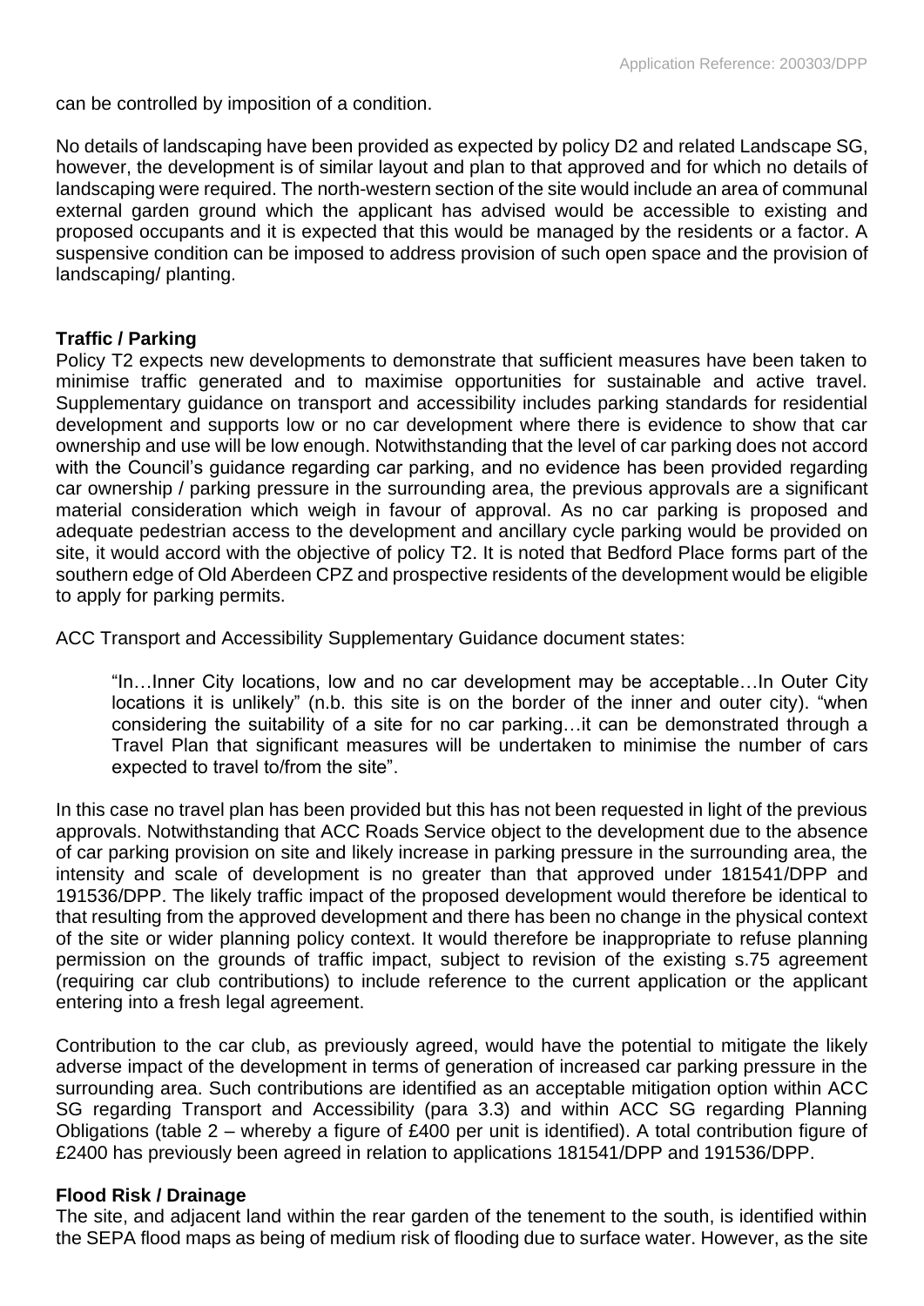can be controlled by imposition of a condition.

No details of landscaping have been provided as expected by policy D2 and related Landscape SG, however, the development is of similar layout and plan to that approved and for which no details of landscaping were required. The north-western section of the site would include an area of communal external garden ground which the applicant has advised would be accessible to existing and proposed occupants and it is expected that this would be managed by the residents or a factor. A suspensive condition can be imposed to address provision of such open space and the provision of landscaping/ planting.

**Traffic / Parking**

Policy T2 expects new developments to demonstrate that sufficient measures have been taken to minimise traffic generated and to maximise opportunities for sustainable and active travel. Supplementary guidance on transport and accessibility includes parking standards for residential development and supports low or no car development where there is evidence to show that car ownership and use will be low enough. Notwithstanding that the level of car parking does not accord with the Council's guidance regarding car parking, and no evidence has been provided regarding car ownership / parking pressure in the surrounding area, the previous approvals are a significant material consideration which weigh in favour of approval. As no car parking is proposed and adequate pedestrian access to the development and ancillary cycle parking would be provided on site, it would accord with the objective of policy T2. It is noted that Bedford Place forms part of the southern edge of Old Aberdeen CPZ and prospective residents of the development would be eligible to apply for parking permits.

ACC Transport and Accessibility Supplementary Guidance document states:

> "In…Inner City locations, low and no car development may be acceptable…In Outer City locations it is unlikely" (n.b. this site is on the border of the inner and outer city). "when considering the suitability of a site for no car parking…it can be demonstrated through a Travel Plan that significant measures will be undertaken to minimise the number of cars expected to travel to/from the site".

In this case no travel plan has been provided but this has not been requested in light of the previous approvals. Notwithstanding that ACC Roads Service object to the development due to the absence of car parking provision on site and likely increase in parking pressure in the surrounding area, the intensity and scale of development is no greater than that approved under 181541/DPP and 191536/DPP. The likely traffic impact of the proposed development would therefore be identical to that resulting from the approved development and there has been no change in the physical context of the site or wider planning policy context. It would therefore be inappropriate to refuse planning permission on the grounds of traffic impact, subject to revision of the existing s.75 agreement (requiring car club contributions) to include reference to the current application or the applicant entering into a fresh legal agreement.

Contribution to the car club, as previously agreed, would have the potential to mitigate the likely adverse impact of the development in terms of generation of increased car parking pressure in the surrounding area. Such contributions are identified as an acceptable mitigation option within ACC SG regarding Transport and Accessibility (para 3.3) and within ACC SG regarding Planning Obligations (table 2 – whereby a figure of £400 per unit is identified). A total contribution figure of £2400 has previously been agreed in relation to applications 181541/DPP and 191536/DPP.

**Flood Risk / Drainage**

The site, and adjacent land within the rear garden of the tenement to the south, is identified within the SEPA flood maps as being of medium risk of flooding due to surface water. However, as the site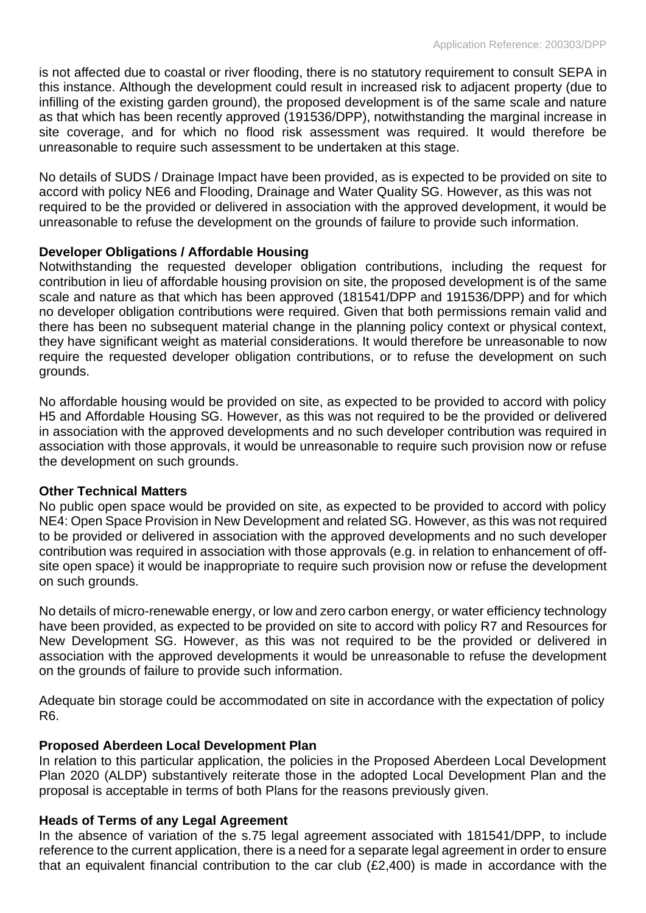is not affected due to coastal or river flooding, there is no statutory requirement to consult SEPA in this instance. Although the development could result in increased risk to adjacent property (due to infilling of the existing garden ground), the proposed development is of the same scale and nature as that which has been recently approved (191536/DPP), notwithstanding the marginal increase in site coverage, and for which no flood risk assessment was required. It would therefore be unreasonable to require such assessment to be undertaken at this stage.

No details of SUDS / Drainage Impact have been provided, as is expected to be provided on site to accord with policy NE6 and Flooding, Drainage and Water Quality SG. However, as this was not required to be the provided or delivered in association with the approved development, it would be unreasonable to refuse the development on the grounds of failure to provide such information.

**Developer Obligations / Affordable Housing**

Notwithstanding the requested developer obligation contributions, including the request for contribution in lieu of affordable housing provision on site, the proposed development is of the same scale and nature as that which has been approved (181541/DPP and 191536/DPP) and for which no developer obligation contributions were required. Given that both permissions remain valid and there has been no subsequent material change in the planning policy context or physical context, they have significant weight as material considerations. It would therefore be unreasonable to now require the requested developer obligation contributions, or to refuse the development on such grounds.

No affordable housing would be provided on site, as expected to be provided to accord with policy H5 and Affordable Housing SG. However, as this was not required to be the provided or delivered in association with the approved developments and no such developer contribution was required in association with those approvals, it would be unreasonable to require such provision now or refuse the development on such grounds.

**Other Technical Matters**

No public open space would be provided on site, as expected to be provided to accord with policy NE4: Open Space Provision in New Development and related SG. However, as this was not required to be provided or delivered in association with the approved developments and no such developer contribution was required in association with those approvals (e.g. in relation to enhancement of off-site open space) it would be inappropriate to require such provision now or refuse the development on such grounds.

No details of micro-renewable energy, or low and zero carbon energy, or water efficiency technology have been provided, as expected to be provided on site to accord with policy R7 and Resources for New Development SG. However, as this was not required to be the provided or delivered in association with the approved developments it would be unreasonable to refuse the development on the grounds of failure to provide such information.

Adequate bin storage could be accommodated on site in accordance with the expectation of policy R6.

**Proposed Aberdeen Local Development Plan**

In relation to this particular application, the policies in the Proposed Aberdeen Local Development Plan 2020 (ALDP) substantively reiterate those in the adopted Local Development Plan and the proposal is acceptable in terms of both Plans for the reasons previously given.

**Heads of Terms of any Legal Agreement**

In the absence of variation of the s.75 legal agreement associated with 181541/DPP, to include reference to the current application, there is a need for a separate legal agreement in order to ensure that an equivalent financial contribution to the car club (£2,400) is made in accordance with the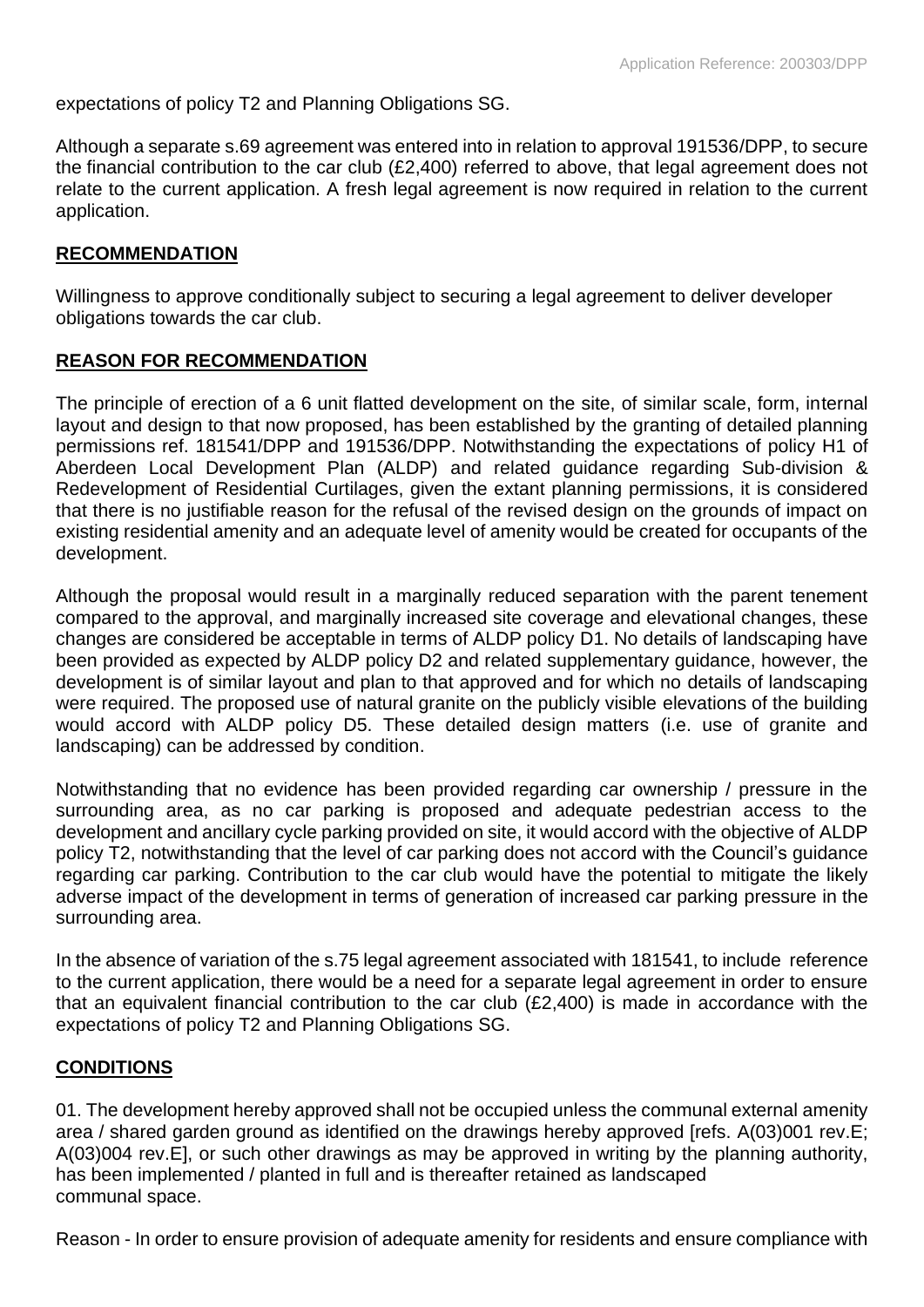expectations of policy T2 and Planning Obligations SG.

Although a separate s.69 agreement was entered into in relation to approval 191536/DPP, to secure the financial contribution to the car club (£2,400) referred to above, that legal agreement does not relate to the current application. A fresh legal agreement is now required in relation to the current application.

## RECOMMENDATION

Willingness to approve conditionally subject to securing a legal agreement to deliver developer obligations towards the car club.

## REASON FOR RECOMMENDATION

The principle of erection of a 6 unit flatted development on the site, of similar scale, form, internal layout and design to that now proposed, has been established by the granting of detailed planning permissions ref. 181541/DPP and 191536/DPP. Notwithstanding the expectations of policy H1 of Aberdeen Local Development Plan (ALDP) and related guidance regarding Sub-division & Redevelopment of Residential Curtilages, given the extant planning permissions, it is considered that there is no justifiable reason for the refusal of the revised design on the grounds of impact on existing residential amenity and an adequate level of amenity would be created for occupants of the development.

Although the proposal would result in a marginally reduced separation with the parent tenement compared to the approval, and marginally increased site coverage and elevational changes, these changes are considered be acceptable in terms of ALDP policy D1. No details of landscaping have been provided as expected by ALDP policy D2 and related supplementary guidance, however, the development is of similar layout and plan to that approved and for which no details of landscaping were required. The proposed use of natural granite on the publicly visible elevations of the building would accord with ALDP policy D5. These detailed design matters (i.e. use of granite and landscaping) can be addressed by condition.

Notwithstanding that no evidence has been provided regarding car ownership / pressure in the surrounding area, as no car parking is proposed and adequate pedestrian access to the development and ancillary cycle parking provided on site, it would accord with the objective of ALDP policy T2, notwithstanding that the level of car parking does not accord with the Council's guidance regarding car parking. Contribution to the car club would have the potential to mitigate the likely adverse impact of the development in terms of generation of increased car parking pressure in the surrounding area.

In the absence of variation of the s.75 legal agreement associated with 181541, to include reference to the current application, there would be a need for a separate legal agreement in order to ensure that an equivalent financial contribution to the car club (£2,400) is made in accordance with the expectations of policy T2 and Planning Obligations SG.

## CONDITIONS

01. The development hereby approved shall not be occupied unless the communal external amenity area / shared garden ground as identified on the drawings hereby approved [refs. A(03)001 rev.E; A(03)004 rev.E], or such other drawings as may be approved in writing by the planning authority, has been implemented / planted in full and is thereafter retained as landscaped communal space.

Reason - In order to ensure provision of adequate amenity for residents and ensure compliance with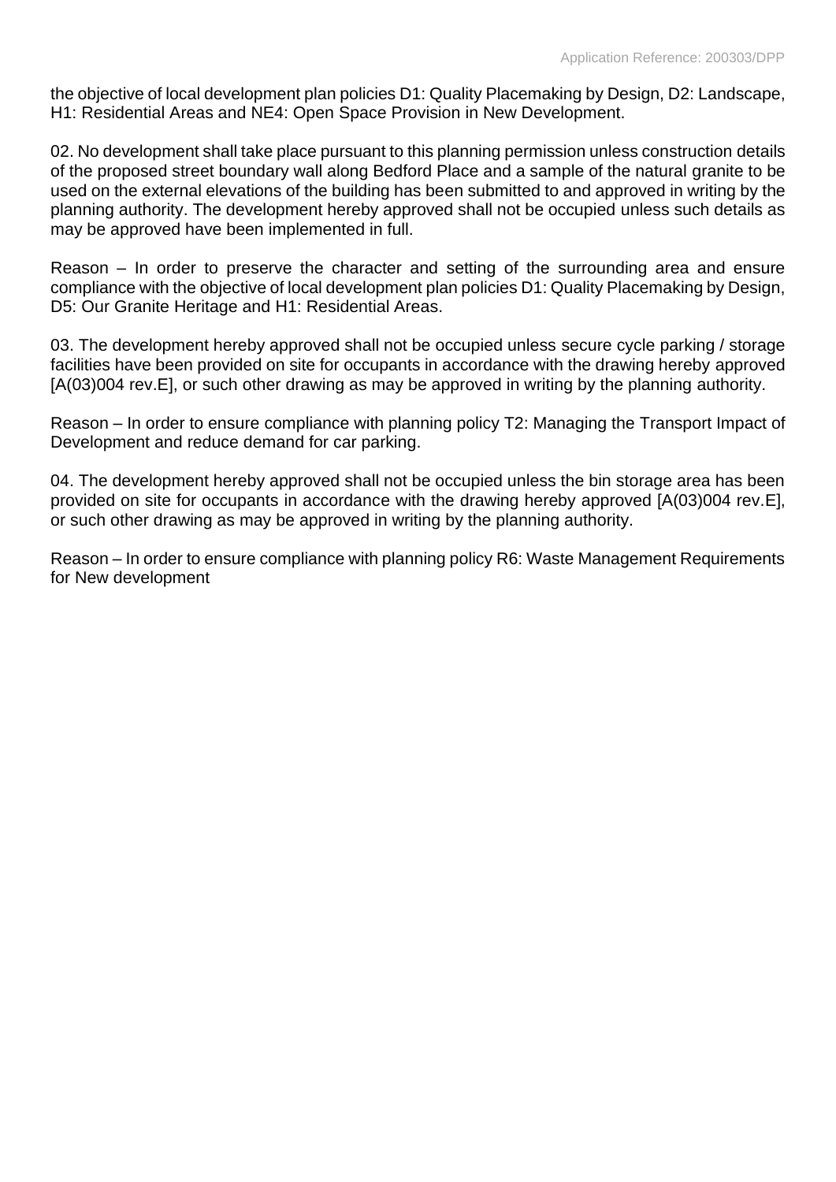the objective of local development plan policies D1: Quality Placemaking by Design, D2: Landscape, H1: Residential Areas and NE4: Open Space Provision in New Development.

02. No development shall take place pursuant to this planning permission unless construction details of the proposed street boundary wall along Bedford Place and a sample of the natural granite to be used on the external elevations of the building has been submitted to and approved in writing by the planning authority. The development hereby approved shall not be occupied unless such details as may be approved have been implemented in full.

Reason – In order to preserve the character and setting of the surrounding area and ensure compliance with the objective of local development plan policies D1: Quality Placemaking by Design, D5: Our Granite Heritage and H1: Residential Areas.

03. The development hereby approved shall not be occupied unless secure cycle parking / storage facilities have been provided on site for occupants in accordance with the drawing hereby approved [A(03)004 rev.E], or such other drawing as may be approved in writing by the planning authority.

Reason – In order to ensure compliance with planning policy T2: Managing the Transport Impact of Development and reduce demand for car parking.

04. The development hereby approved shall not be occupied unless the bin storage area has been provided on site for occupants in accordance with the drawing hereby approved [A(03)004 rev.E], or such other drawing as may be approved in writing by the planning authority.

Reason – In order to ensure compliance with planning policy R6: Waste Management Requirements for New development